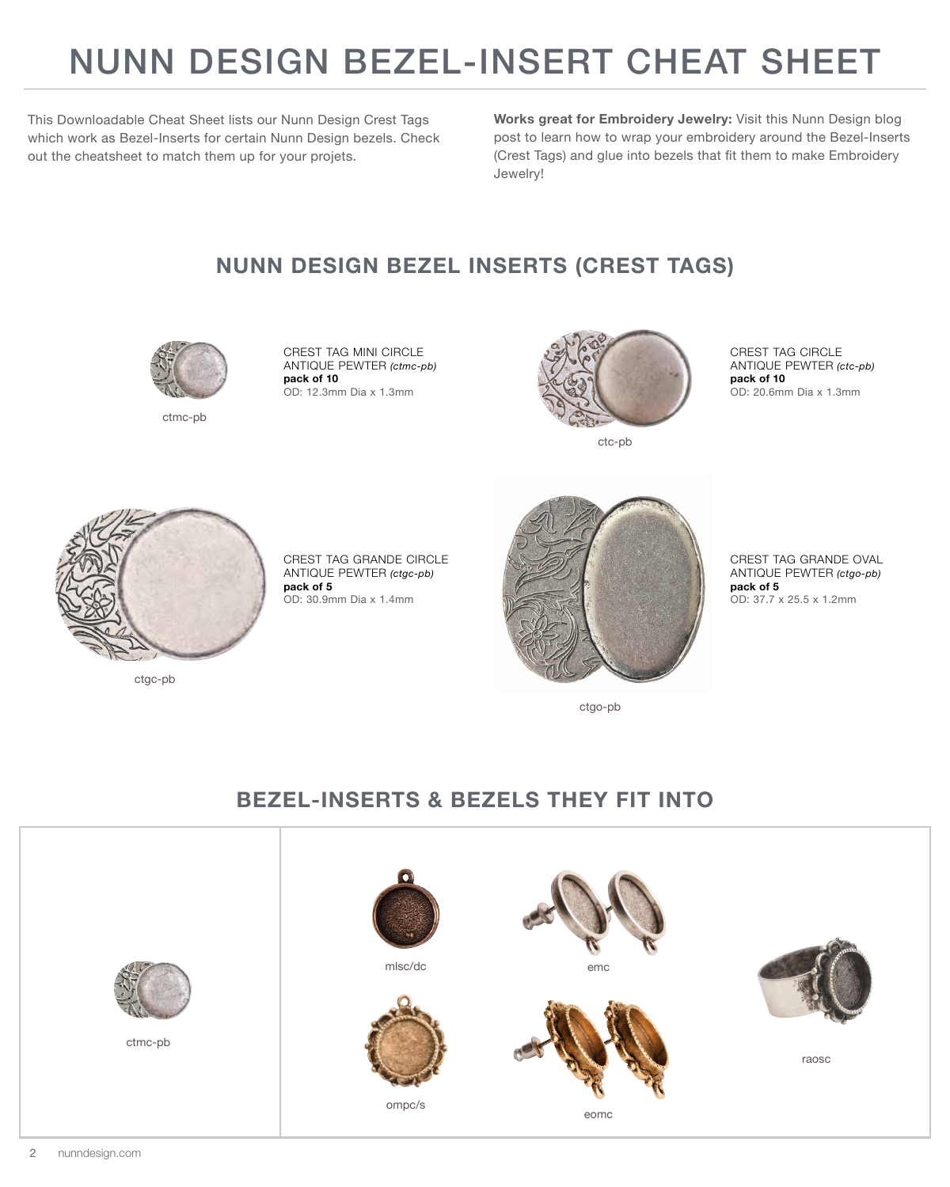# NUNN DESIGN BEZEL-INSERT CHEAT SHEET

This Downloadable Cheat Sheet lists our Nunn Design Crest Tags which work as Bezel-Inserts for certain Nunn Design bezels. Check out the cheatsheet to match them up for your projets.

**Works great for Embroidery Jewelry:** Visit this Nunn Design blog post to learn how to wrap your embroidery around the Bezel-Inserts (Crest Tags) and glue into bezels that fit them to make Embroidery Jewelry!

## NUNN DESIGN BEZEL INSERTS (CREST TAGS)

ctmc-pb

CREST TAG MINI CIRCLE
ANTIQUE PEWTER *(ctmc-pb)*
**pack of 10**
OD: 12.3mm Dia x 1.3mm

ctc-pb

CREST TAG CIRCLE
ANTIQUE PEWTER *(ctc-pb)*
**pack of 10**
OD: 20.6mm Dia x 1.3mm

ctgc-pb

CREST TAG GRANDE CIRCLE
ANTIQUE PEWTER *(ctgc-pb)*
**pack of 5**
OD: 30.9mm Dia x 1.4mm

ctgo-pb

CREST TAG GRANDE OVAL
ANTIQUE PEWTER *(ctgo-pb)*
**pack of 5**
OD: 37.7 x 25.5 x 1.2mm

## BEZEL-INSERTS & BEZELS THEY FIT INTO

| Bezel-Insert | Bezels |
|---|---|
| ctmc-pb | mlsc/dc, emc, raosc, ompc/s, eomc |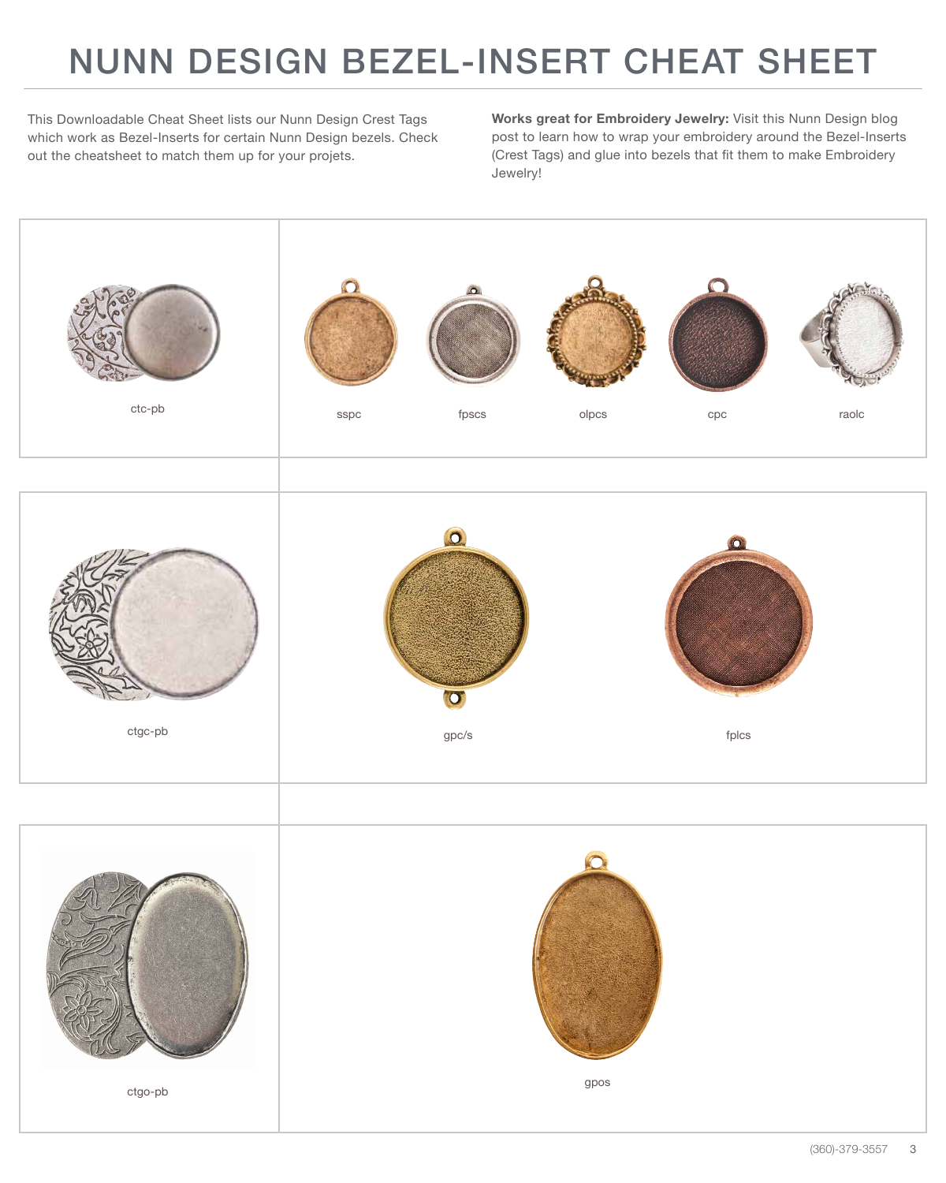# NUNN DESIGN BEZEL-INSERT CHEAT SHEET

This Downloadable Cheat Sheet lists our Nunn Design Crest Tags which work as Bezel-Inserts for certain Nunn Design bezels. Check out the cheatsheet to match them up for your projets.

**Works great for Embroidery Jewelry:** Visit this Nunn Design blog post to learn how to wrap your embroidery around the Bezel-Inserts (Crest Tags) and glue into bezels that fit them to make Embroidery Jewelry!

| | |
|---|---|
| ctc-pb | sspc, fpscs, olpcs, cpc, raolc |
| ctgc-pb | gpc/s, fplcs |
| ctgo-pb | gpos |

(360)-379-3557